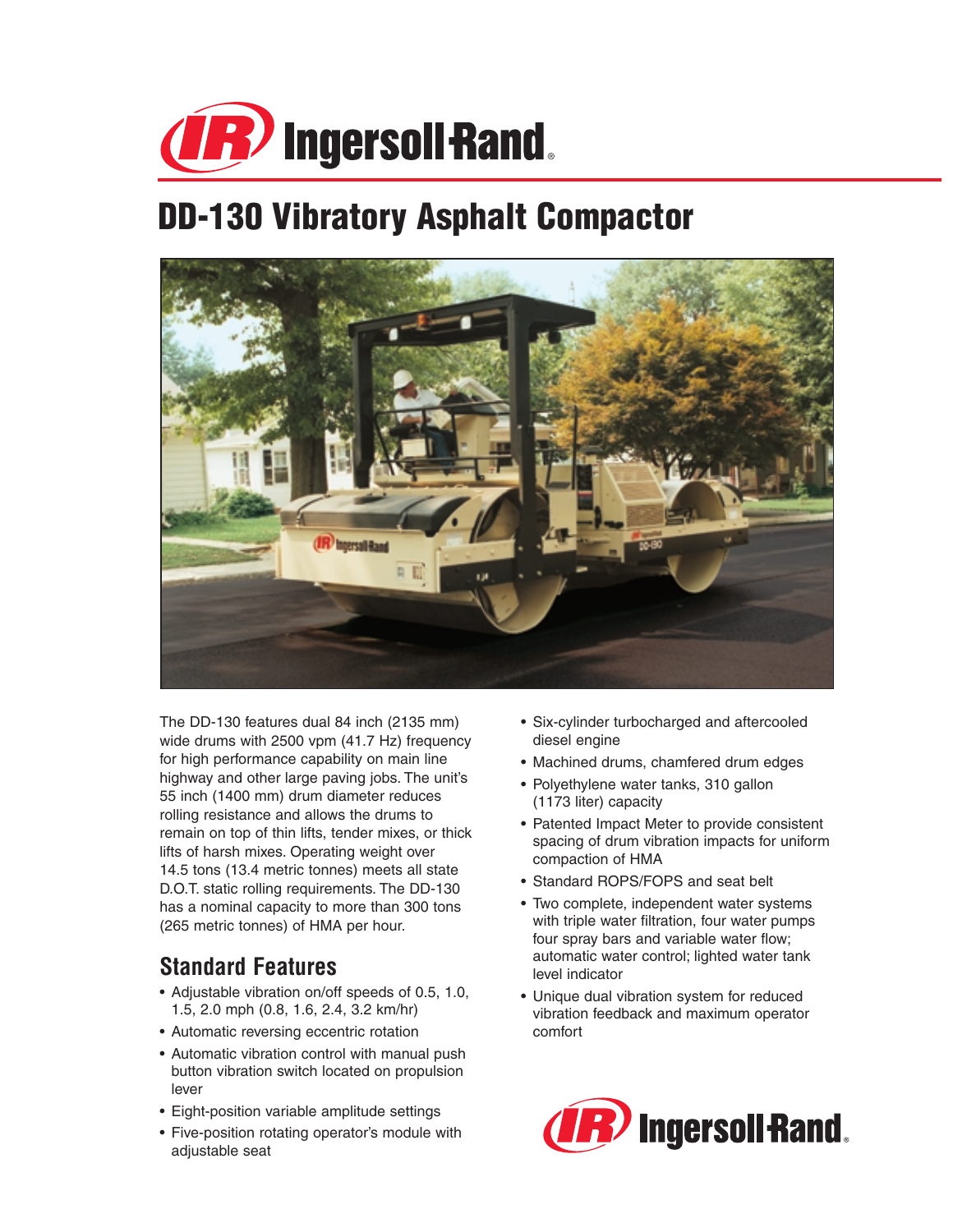# Ingersoll Rand

## DD-130 Vibratory Asphalt Compactor

The DD-130 features dual 84 inch (2135 mm) wide drums with 2500 vpm (41.7 Hz) frequency for high performance capability on main line highway and other large paving jobs. The unit's 55 inch (1400 mm) drum diameter reduces rolling resistance and allows the drums to remain on top of thin lifts, tender mixes, or thick lifts of harsh mixes. Operating weight over 14.5 tons (13.4 metric tonnes) meets all state D.O.T. static rolling requirements. The DD-130 has a nominal capacity to more than 300 tons (265 metric tonnes) of HMA per hour.

### Standard Features

- Adjustable vibration on/off speeds of 0.5, 1.0, 1.5, 2.0 mph (0.8, 1.6, 2.4, 3.2 km/hr)
- Automatic reversing eccentric rotation
- Automatic vibration control with manual push button vibration switch located on propulsion lever
- Eight-position variable amplitude settings
- Five-position rotating operator's module with adjustable seat
- Six-cylinder turbocharged and aftercooled diesel engine
- Machined drums, chamfered drum edges
- Polyethylene water tanks, 310 gallon (1173 liter) capacity
- Patented Impact Meter to provide consistent spacing of drum vibration impacts for uniform compaction of HMA
- Standard ROPS/FOPS and seat belt
- Two complete, independent water systems with triple water filtration, four water pumps four spray bars and variable water flow; automatic water control; lighted water tank level indicator
- Unique dual vibration system for reduced vibration feedback and maximum operator comfort

Ingersoll Rand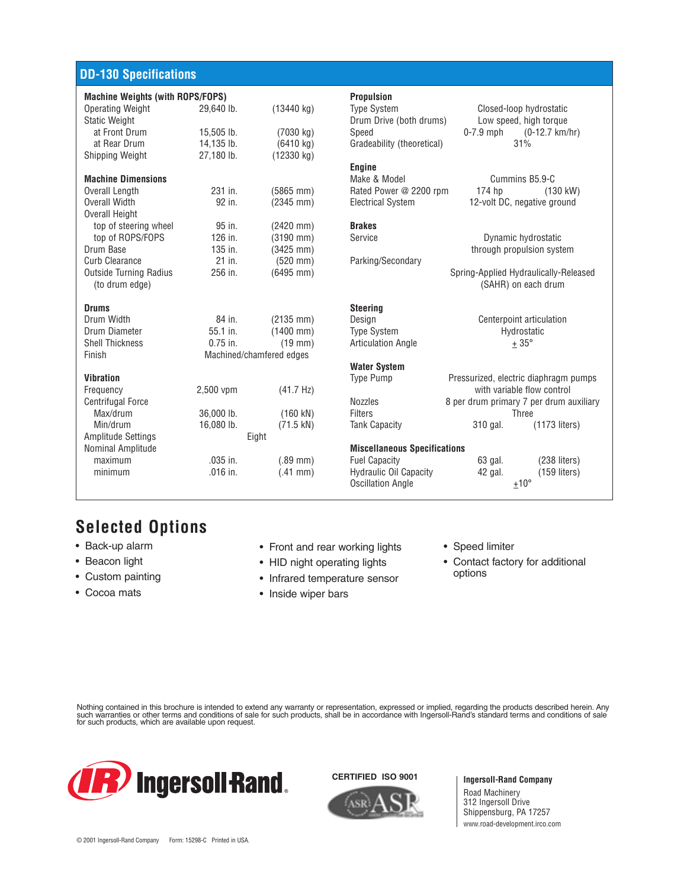## DD-130 Specifications

### Machine Weights (with ROPS/FOPS)

| | | |
|---|---|---|
| Operating Weight | 29,640 lb. | (13440 kg) |
| Static Weight | | |
| at Front Drum | 15,505 lb. | (7030 kg) |
| at Rear Drum | 14,135 lb. | (6410 kg) |
| Shipping Weight | 27,180 lb. | (12330 kg) |

### Machine Dimensions

| | | |
|---|---|---|
| Overall Length | 231 in. | (5865 mm) |
| Overall Width | 92 in. | (2345 mm) |
| Overall Height | | |
| top of steering wheel | 95 in. | (2420 mm) |
| top of ROPS/FOPS | 126 in. | (3190 mm) |
| Drum Base | 135 in. | (3425 mm) |
| Curb Clearance | 21 in. | (520 mm) |
| Outside Turning Radius (to drum edge) | 256 in. | (6495 mm) |

### Drums

| | | |
|---|---|---|
| Drum Width | 84 in. | (2135 mm) |
| Drum Diameter | 55.1 in. | (1400 mm) |
| Shell Thickness | 0.75 in. | (19 mm) |
| Finish | Machined/chamfered edges | |

### Vibration

| | | |
|---|---|---|
| Frequency | 2,500 vpm | (41.7 Hz) |
| Centrifugal Force | | |
| Max/drum | 36,000 lb. | (160 kN) |
| Min/drum | 16,080 lb. | (71.5 kN) |
| Amplitude Settings | Eight | |
| Nominal Amplitude | | |
| maximum | .035 in. | (.89 mm) |
| minimum | .016 in. | (.41 mm) |

### Propulsion

| | |
|---|---|
| Type System | Closed-loop hydrostatic |
| Drum Drive (both drums) | Low speed, high torque |
| Speed | 0-7.9 mph (0-12.7 km/hr) |
| Gradeability (theoretical) | 31% |

### Engine

| | |
|---|---|
| Make & Model | Cummins B5.9-C |
| Rated Power @ 2200 rpm | 174 hp (130 kW) |
| Electrical System | 12-volt DC, negative ground |

### Brakes

| | |
|---|---|
| Service | Dynamic hydrostatic through propulsion system |
| Parking/Secondary | Spring-Applied Hydraulically-Released (SAHR) on each drum |

### Steering

| | |
|---|---|
| Design | Centerpoint articulation |
| Type System | Hydrostatic |
| Articulation Angle | ± 35° |

### Water System

| | |
|---|---|
| Type Pump | Pressurized, electric diaphragm pumps with variable flow control |
| Nozzles | 8 per drum primary 7 per drum auxiliary |
| Filters | Three |
| Tank Capacity | 310 gal. (1173 liters) |

### Miscellaneous Specifications

| | |
|---|---|
| Fuel Capacity | 63 gal. (238 liters) |
| Hydraulic Oil Capacity | 42 gal. (159 liters) |
| Oscillation Angle | ±10° |

## Selected Options

- Back-up alarm
- Beacon light
- Custom painting
- Cocoa mats
- Front and rear working lights
- HID night operating lights
- Infrared temperature sensor
- Inside wiper bars
- Speed limiter
- Contact factory for additional options

Nothing contained in this brochure is intended to extend any warranty or representation, expressed or implied, regarding the products described herein. Any such warranties or other terms and conditions of sale for such products, shall be in accordance with Ingersoll-Rand's standard terms and conditions of sale for such products, which are available upon request.

Ingersoll-Rand

CERTIFIED ISO 9001

**Ingersoll-Rand Company**
Road Machinery
312 Ingersoll Drive
Shippensburg, PA 17257
www.road-development.irco.com

© 2001 Ingersoll-Rand Company Form: 15298-C Printed in USA.